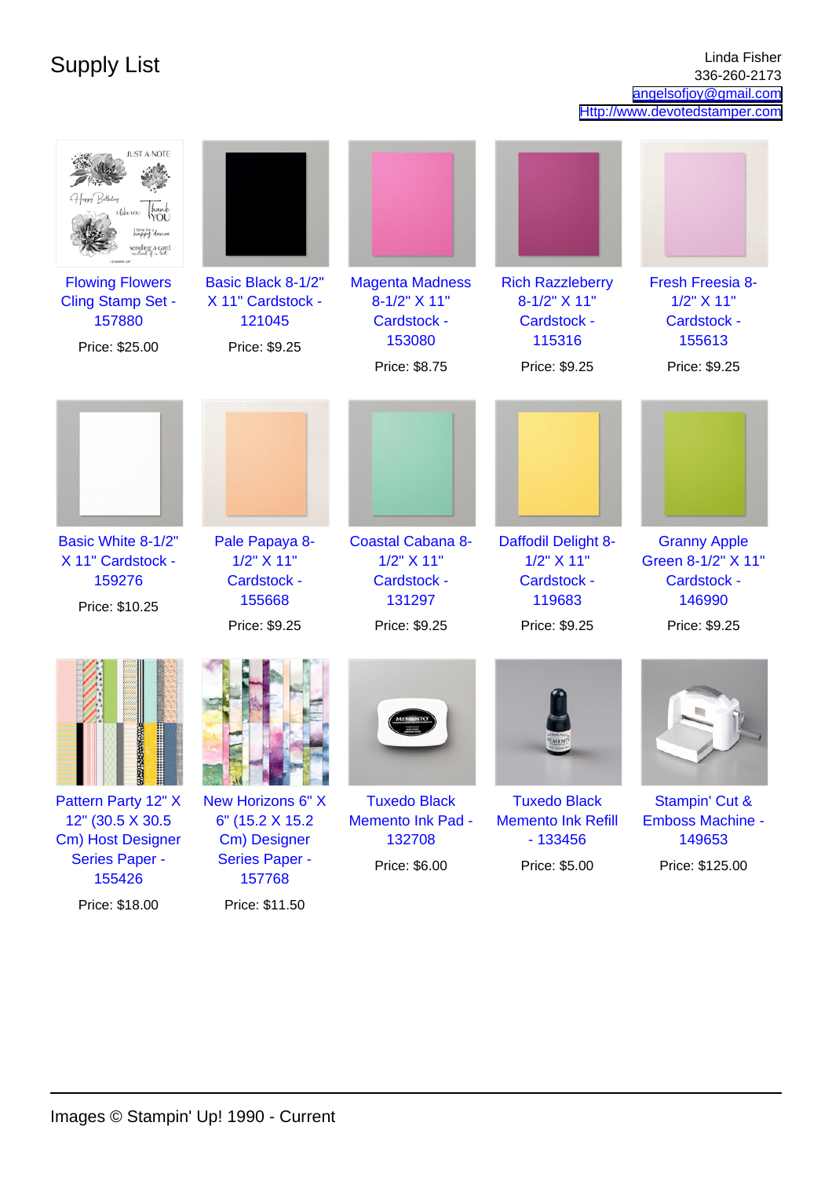# Supply List

Linda Fisher
336-260-2173
angelsofjoy@gmail.com
Http://www.devotedstamper.com

| | | | | |
|---|---|---|---|---|
| Flowing Flowers Cling Stamp Set - 157880<br>Price: $25.00 | Basic Black 8-1/2" X 11" Cardstock - 121045<br>Price: $9.25 | Magenta Madness 8-1/2" X 11" Cardstock - 153080<br>Price: $8.75 | Rich Razzleberry 8-1/2" X 11" Cardstock - 115316<br>Price: $9.25 | Fresh Freesia 8-1/2" X 11" Cardstock - 155613<br>Price: $9.25 |
| Basic White 8-1/2" X 11" Cardstock - 159276<br>Price: $10.25 | Pale Papaya 8-1/2" X 11" Cardstock - 155668<br>Price: $9.25 | Coastal Cabana 8-1/2" X 11" Cardstock - 131297<br>Price: $9.25 | Daffodil Delight 8-1/2" X 11" Cardstock - 119683<br>Price: $9.25 | Granny Apple Green 8-1/2" X 11" Cardstock - 146990<br>Price: $9.25 |
| Pattern Party 12" X 12" (30.5 X 30.5 Cm) Host Designer Series Paper - 155426<br>Price: $18.00 | New Horizons 6" X 6" (15.2 X 15.2 Cm) Designer Series Paper - 157768<br>Price: $11.50 | Tuxedo Black Memento Ink Pad - 132708<br>Price: $6.00 | Tuxedo Black Memento Ink Refill - 133456<br>Price: $5.00 | Stampin' Cut & Emboss Machine - 149653<br>Price: $125.00 |

Images © Stampin' Up! 1990 - Current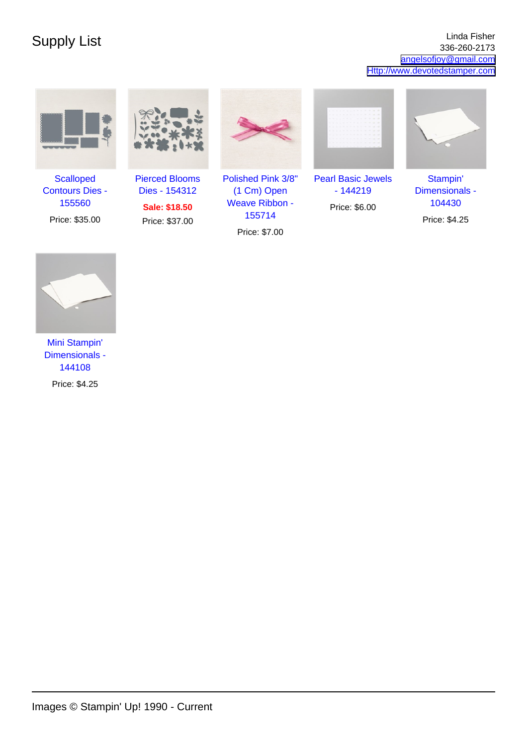# Supply List

Linda Fisher
336-260-2173
angelsofjoy@gmail.com
Http://www.devotedstamper.com

Scalloped Contours Dies - 155560
Price: $35.00

Pierced Blooms Dies - 154312
**Sale: $18.50**
Price: $37.00

Polished Pink 3/8" (1 Cm) Open Weave Ribbon - 155714
Price: $7.00

Pearl Basic Jewels - 144219
Price: $6.00

Stampin' Dimensionals - 104430
Price: $4.25

Mini Stampin' Dimensionals - 144108
Price: $4.25

Images © Stampin' Up! 1990 - Current